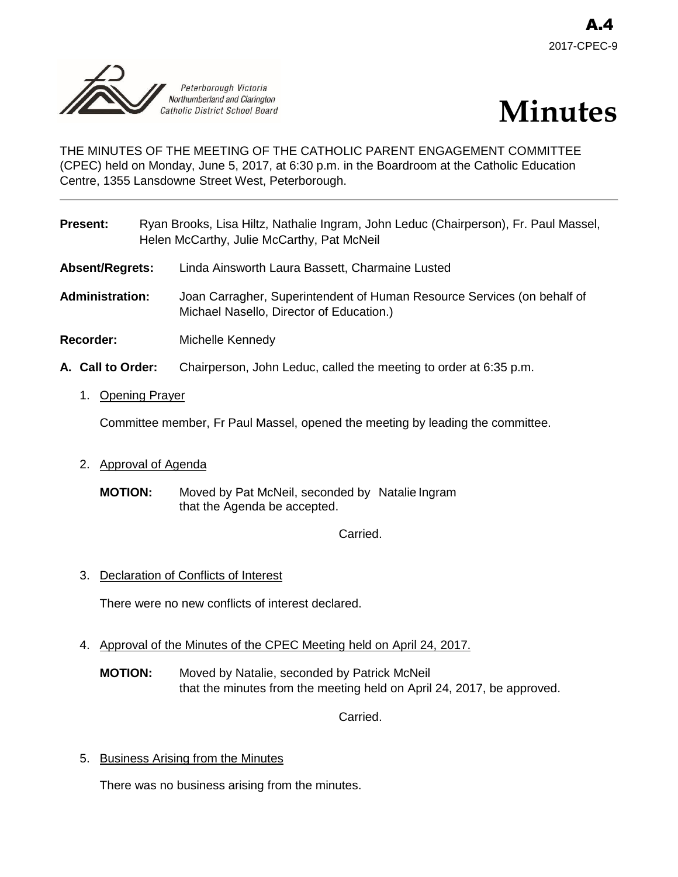A.4
2017-CPEC-9

Peterborough Victoria Northumberland and Clarington Catholic District School Board

# Minutes

THE MINUTES OF THE MEETING OF THE CATHOLIC PARENT ENGAGEMENT COMMITTEE (CPEC) held on Monday, June 5, 2017, at 6:30 p.m. in the Boardroom at the Catholic Education Centre, 1355 Lansdowne Street West, Peterborough.

---

**Present:** Ryan Brooks, Lisa Hiltz, Nathalie Ingram, John Leduc (Chairperson), Fr. Paul Massel, Helen McCarthy, Julie McCarthy, Pat McNeil

**Absent/Regrets:** Linda Ainsworth Laura Bassett, Charmaine Lusted

**Administration:** Joan Carragher, Superintendent of Human Resource Services (on behalf of Michael Nasello, Director of Education.)

**Recorder:** Michelle Kennedy

**A. Call to Order:** Chairperson, John Leduc, called the meeting to order at 6:35 p.m.

1. Opening Prayer

   Committee member, Fr Paul Massel, opened the meeting by leading the committee.

2. Approval of Agenda

   **MOTION:** Moved by Pat McNeil, seconded by Natalie Ingram that the Agenda be accepted.

   Carried.

3. Declaration of Conflicts of Interest

   There were no new conflicts of interest declared.

4. Approval of the Minutes of the CPEC Meeting held on April 24, 2017.

   **MOTION:** Moved by Natalie, seconded by Patrick McNeil that the minutes from the meeting held on April 24, 2017, be approved.

   Carried.

5. Business Arising from the Minutes

   There was no business arising from the minutes.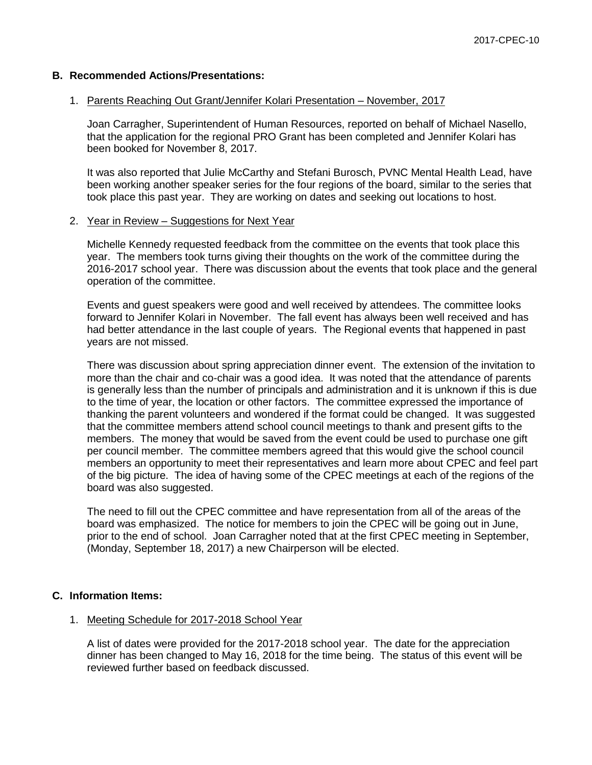## B. Recommended Actions/Presentations:

1. Parents Reaching Out Grant/Jennifer Kolari Presentation – November, 2017

   Joan Carragher, Superintendent of Human Resources, reported on behalf of Michael Nasello, that the application for the regional PRO Grant has been completed and Jennifer Kolari has been booked for November 8, 2017.

   It was also reported that Julie McCarthy and Stefani Burosch, PVNC Mental Health Lead, have been working another speaker series for the four regions of the board, similar to the series that took place this past year. They are working on dates and seeking out locations to host.

2. Year in Review – Suggestions for Next Year

   Michelle Kennedy requested feedback from the committee on the events that took place this year. The members took turns giving their thoughts on the work of the committee during the 2016-2017 school year. There was discussion about the events that took place and the general operation of the committee.

   Events and guest speakers were good and well received by attendees. The committee looks forward to Jennifer Kolari in November. The fall event has always been well received and has had better attendance in the last couple of years. The Regional events that happened in past years are not missed.

   There was discussion about spring appreciation dinner event. The extension of the invitation to more than the chair and co-chair was a good idea. It was noted that the attendance of parents is generally less than the number of principals and administration and it is unknown if this is due to the time of year, the location or other factors. The committee expressed the importance of thanking the parent volunteers and wondered if the format could be changed. It was suggested that the committee members attend school council meetings to thank and present gifts to the members. The money that would be saved from the event could be used to purchase one gift per council member. The committee members agreed that this would give the school council members an opportunity to meet their representatives and learn more about CPEC and feel part of the big picture. The idea of having some of the CPEC meetings at each of the regions of the board was also suggested.

   The need to fill out the CPEC committee and have representation from all of the areas of the board was emphasized. The notice for members to join the CPEC will be going out in June, prior to the end of school. Joan Carragher noted that at the first CPEC meeting in September, (Monday, September 18, 2017) a new Chairperson will be elected.

## C. Information Items:

1. Meeting Schedule for 2017-2018 School Year

   A list of dates were provided for the 2017-2018 school year. The date for the appreciation dinner has been changed to May 16, 2018 for the time being. The status of this event will be reviewed further based on feedback discussed.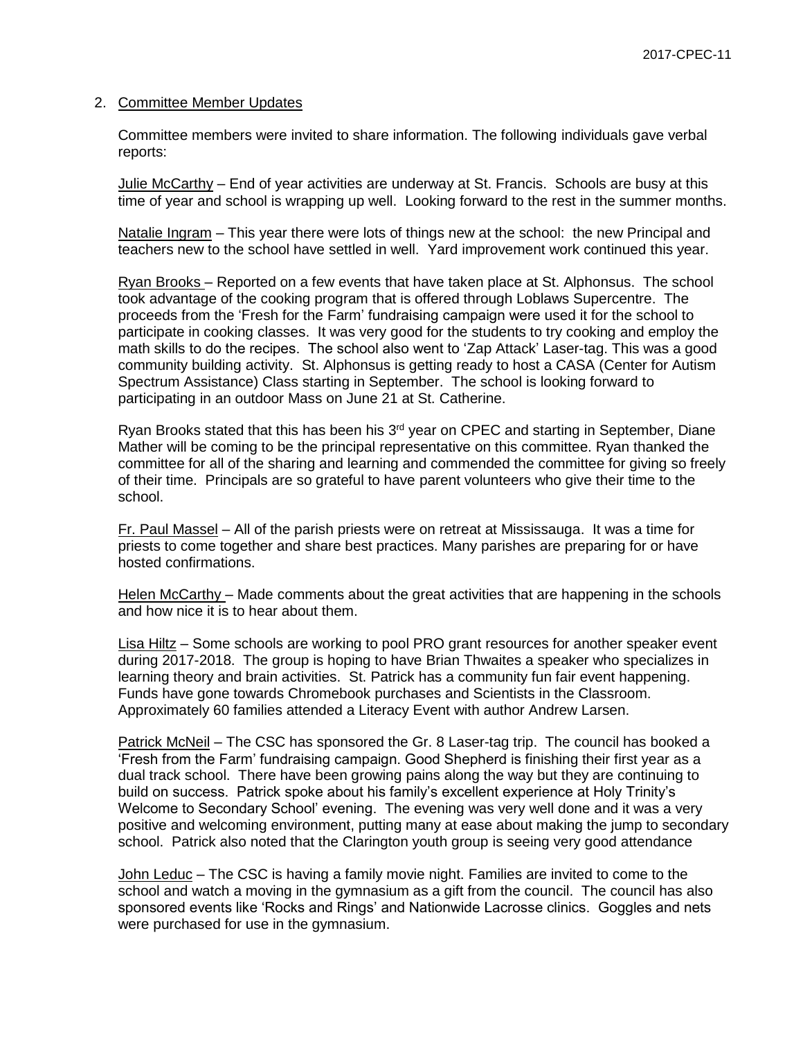## 2. Committee Member Updates

Committee members were invited to share information. The following individuals gave verbal reports:

Julie McCarthy – End of year activities are underway at St. Francis. Schools are busy at this time of year and school is wrapping up well. Looking forward to the rest in the summer months.

Natalie Ingram – This year there were lots of things new at the school: the new Principal and teachers new to the school have settled in well. Yard improvement work continued this year.

Ryan Brooks – Reported on a few events that have taken place at St. Alphonsus. The school took advantage of the cooking program that is offered through Loblaws Supercentre. The proceeds from the 'Fresh for the Farm' fundraising campaign were used it for the school to participate in cooking classes. It was very good for the students to try cooking and employ the math skills to do the recipes. The school also went to 'Zap Attack' Laser-tag. This was a good community building activity. St. Alphonsus is getting ready to host a CASA (Center for Autism Spectrum Assistance) Class starting in September. The school is looking forward to participating in an outdoor Mass on June 21 at St. Catherine.

Ryan Brooks stated that this has been his 3rd year on CPEC and starting in September, Diane Mather will be coming to be the principal representative on this committee. Ryan thanked the committee for all of the sharing and learning and commended the committee for giving so freely of their time. Principals are so grateful to have parent volunteers who give their time to the school.

Fr. Paul Massel – All of the parish priests were on retreat at Mississauga. It was a time for priests to come together and share best practices. Many parishes are preparing for or have hosted confirmations.

Helen McCarthy – Made comments about the great activities that are happening in the schools and how nice it is to hear about them.

Lisa Hiltz – Some schools are working to pool PRO grant resources for another speaker event during 2017-2018. The group is hoping to have Brian Thwaites a speaker who specializes in learning theory and brain activities. St. Patrick has a community fun fair event happening. Funds have gone towards Chromebook purchases and Scientists in the Classroom. Approximately 60 families attended a Literacy Event with author Andrew Larsen.

Patrick McNeil – The CSC has sponsored the Gr. 8 Laser-tag trip. The council has booked a 'Fresh from the Farm' fundraising campaign. Good Shepherd is finishing their first year as a dual track school. There have been growing pains along the way but they are continuing to build on success. Patrick spoke about his family's excellent experience at Holy Trinity's Welcome to Secondary School' evening. The evening was very well done and it was a very positive and welcoming environment, putting many at ease about making the jump to secondary school. Patrick also noted that the Clarington youth group is seeing very good attendance

John Leduc – The CSC is having a family movie night. Families are invited to come to the school and watch a moving in the gymnasium as a gift from the council. The council has also sponsored events like 'Rocks and Rings' and Nationwide Lacrosse clinics. Goggles and nets were purchased for use in the gymnasium.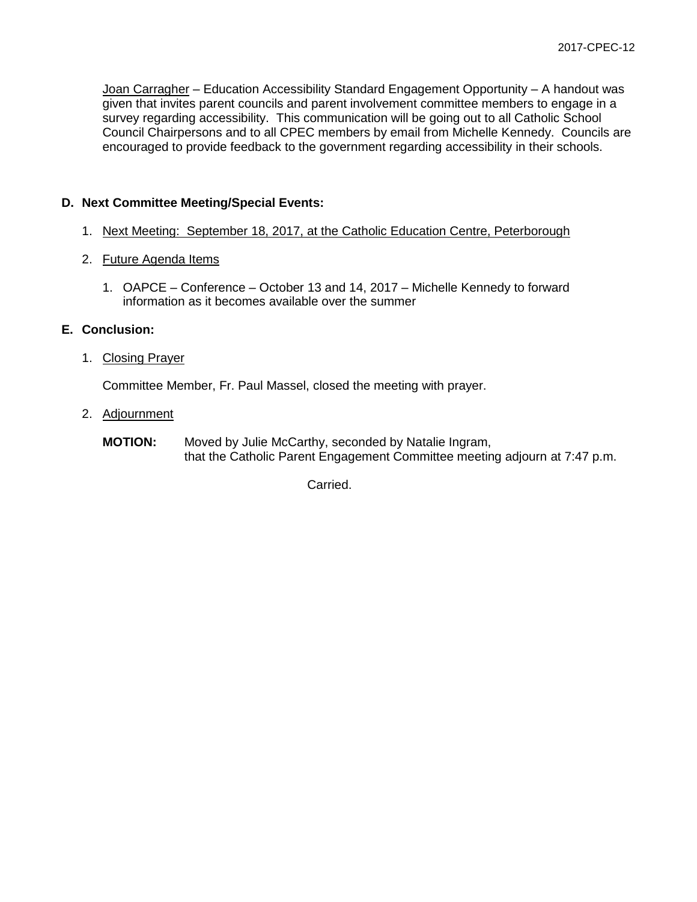Joan Carragher – Education Accessibility Standard Engagement Opportunity – A handout was given that invites parent councils and parent involvement committee members to engage in a survey regarding accessibility. This communication will be going out to all Catholic School Council Chairpersons and to all CPEC members by email from Michelle Kennedy. Councils are encouraged to provide feedback to the government regarding accessibility in their schools.

**D. Next Committee Meeting/Special Events:**

1. Next Meeting: September 18, 2017, at the Catholic Education Centre, Peterborough

2. Future Agenda Items

   1. OAPCE – Conference – October 13 and 14, 2017 – Michelle Kennedy to forward information as it becomes available over the summer

**E. Conclusion:**

1. Closing Prayer

   Committee Member, Fr. Paul Massel, closed the meeting with prayer.

2. Adjournment

   **MOTION:** Moved by Julie McCarthy, seconded by Natalie Ingram, that the Catholic Parent Engagement Committee meeting adjourn at 7:47 p.m.

   Carried.